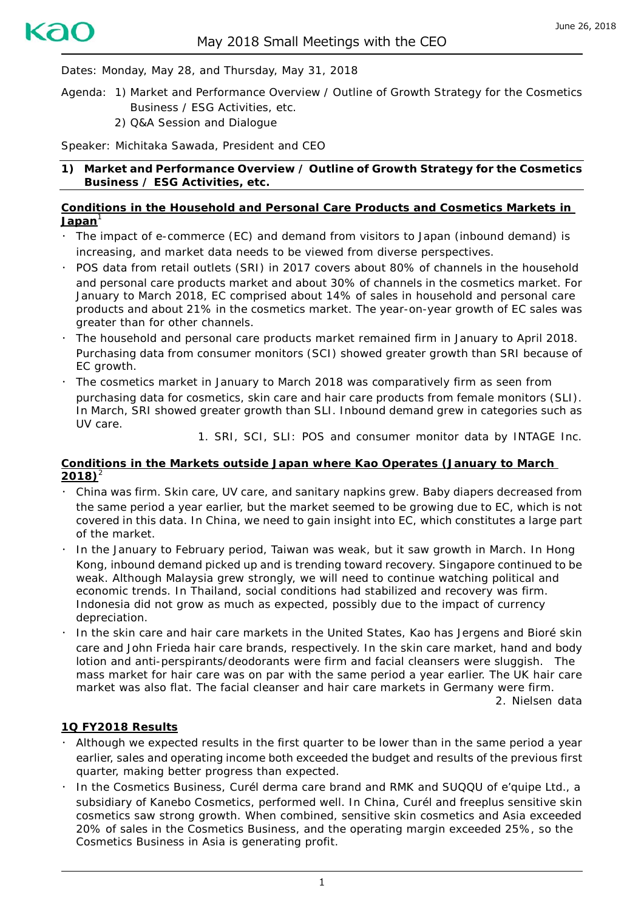# May 2018 Small Meetings with the CEO

June 26, 2018

Dates: Monday, May 28, and Thursday, May 31, 2018

Agenda: 1) Market and Performance Overview / Outline of Growth Strategy for the Cosmetics Business / ESG Activities, etc.
2) Q&A Session and Dialogue

Speaker: Michitaka Sawada, President and CEO

## 1) Market and Performance Overview / Outline of Growth Strategy for the Cosmetics Business / ESG Activities, etc.

### Conditions in the Household and Personal Care Products and Cosmetics Markets in Japan[1]

- The impact of e-commerce (EC) and demand from visitors to Japan (inbound demand) is increasing, and market data needs to be viewed from diverse perspectives.
- POS data from retail outlets (SRI) in 2017 covers about 80% of channels in the household and personal care products market and about 30% of channels in the cosmetics market. For January to March 2018, EC comprised about 14% of sales in household and personal care products and about 21% in the cosmetics market. The year-on-year growth of EC sales was greater than for other channels.
- The household and personal care products market remained firm in January to April 2018. Purchasing data from consumer monitors (SCI) showed greater growth than SRI because of EC growth.
- The cosmetics market in January to March 2018 was comparatively firm as seen from purchasing data for cosmetics, skin care and hair care products from female monitors (SLI). In March, SRI showed greater growth than SLI. Inbound demand grew in categories such as UV care.

1. SRI, SCI, SLI: POS and consumer monitor data by INTAGE Inc.

### Conditions in the Markets outside Japan where Kao Operates (January to March 2018)[2]

- China was firm. Skin care, UV care, and sanitary napkins grew. Baby diapers decreased from the same period a year earlier, but the market seemed to be growing due to EC, which is not covered in this data. In China, we need to gain insight into EC, which constitutes a large part of the market.
- In the January to February period, Taiwan was weak, but it saw growth in March. In Hong Kong, inbound demand picked up and is trending toward recovery. Singapore continued to be weak. Although Malaysia grew strongly, we will need to continue watching political and economic trends. In Thailand, social conditions had stabilized and recovery was firm. Indonesia did not grow as much as expected, possibly due to the impact of currency depreciation.
- In the skin care and hair care markets in the United States, Kao has Jergens and Bioré skin care and John Frieda hair care brands, respectively. In the skin care market, hand and body lotion and anti-perspirants/deodorants were firm and facial cleansers were sluggish. The mass market for hair care was on par with the same period a year earlier. The UK hair care market was also flat. The facial cleanser and hair care markets in Germany were firm.

2. Nielsen data

### 1Q FY2018 Results

- Although we expected results in the first quarter to be lower than in the same period a year earlier, sales and operating income both exceeded the budget and results of the previous first quarter, making better progress than expected.
- In the Cosmetics Business, Curél derma care brand and RMK and SUQQU of e'quipe Ltd., a subsidiary of Kanebo Cosmetics, performed well. In China, Curél and freeplus sensitive skin cosmetics saw strong growth. When combined, sensitive skin cosmetics and Asia exceeded 20% of sales in the Cosmetics Business, and the operating margin exceeded 25%, so the Cosmetics Business in Asia is generating profit.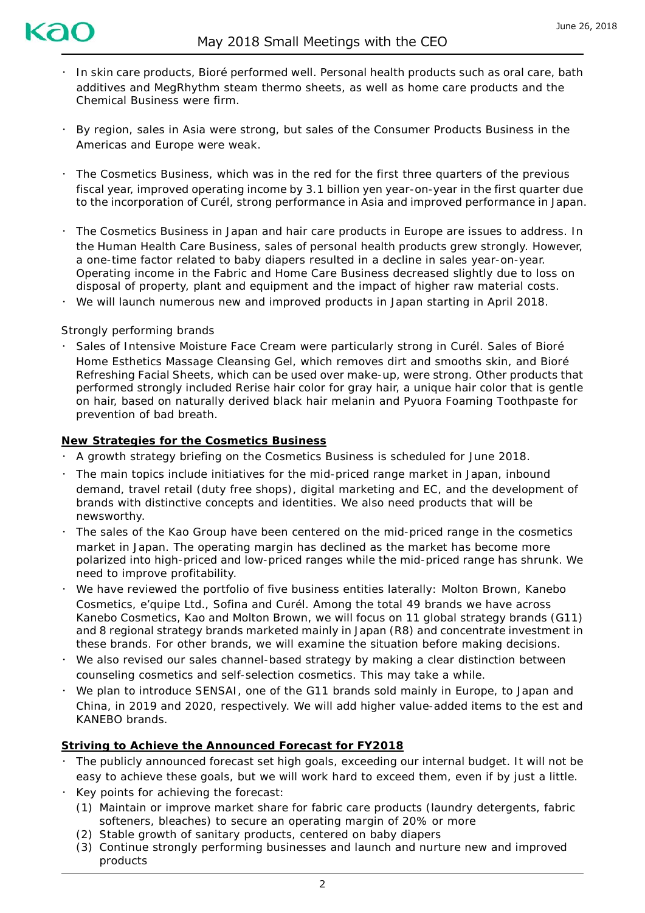- In skin care products, Bioré performed well. Personal health products such as oral care, bath additives and MegRhythm steam thermo sheets, as well as home care products and the Chemical Business were firm.

- By region, sales in Asia were strong, but sales of the Consumer Products Business in the Americas and Europe were weak.

- The Cosmetics Business, which was in the red for the first three quarters of the previous fiscal year, improved operating income by 3.1 billion yen year-on-year in the first quarter due to the incorporation of Curél, strong performance in Asia and improved performance in Japan.

- The Cosmetics Business in Japan and hair care products in Europe are issues to address. In the Human Health Care Business, sales of personal health products grew strongly. However, a one-time factor related to baby diapers resulted in a decline in sales year-on-year. Operating income in the Fabric and Home Care Business decreased slightly due to loss on disposal of property, plant and equipment and the impact of higher raw material costs.
- We will launch numerous new and improved products in Japan starting in April 2018.

Strongly performing brands

- Sales of Intensive Moisture Face Cream were particularly strong in Curél. Sales of Bioré Home Esthetics Massage Cleansing Gel, which removes dirt and smooths skin, and Bioré Refreshing Facial Sheets, which can be used over make-up, were strong. Other products that performed strongly included Rerise hair color for gray hair, a unique hair color that is gentle on hair, based on naturally derived black hair melanin and Pyuora Foaming Toothpaste for prevention of bad breath.

**New Strategies for the Cosmetics Business**

- A growth strategy briefing on the Cosmetics Business is scheduled for June 2018.
- The main topics include initiatives for the mid-priced range market in Japan, inbound demand, travel retail (duty free shops), digital marketing and EC, and the development of brands with distinctive concepts and identities. We also need products that will be newsworthy.
- The sales of the Kao Group have been centered on the mid-priced range in the cosmetics market in Japan. The operating margin has declined as the market has become more polarized into high-priced and low-priced ranges while the mid-priced range has shrunk. We need to improve profitability.
- We have reviewed the portfolio of five business entities laterally: Molton Brown, Kanebo Cosmetics, e'quipe Ltd., Sofina and Curél. Among the total 49 brands we have across Kanebo Cosmetics, Kao and Molton Brown, we will focus on 11 global strategy brands (G11) and 8 regional strategy brands marketed mainly in Japan (R8) and concentrate investment in these brands. For other brands, we will examine the situation before making decisions.
- We also revised our sales channel-based strategy by making a clear distinction between counseling cosmetics and self-selection cosmetics. This may take a while.
- We plan to introduce SENSAI, one of the G11 brands sold mainly in Europe, to Japan and China, in 2019 and 2020, respectively. We will add higher value-added items to the est and KANEBO brands.

**Striving to Achieve the Announced Forecast for FY2018**

- The publicly announced forecast set high goals, exceeding our internal budget. It will not be easy to achieve these goals, but we will work hard to exceed them, even if by just a little.
- Key points for achieving the forecast:
  (1) Maintain or improve market share for fabric care products (laundry detergents, fabric softeners, bleaches) to secure an operating margin of 20% or more
  (2) Stable growth of sanitary products, centered on baby diapers
  (3) Continue strongly performing businesses and launch and nurture new and improved products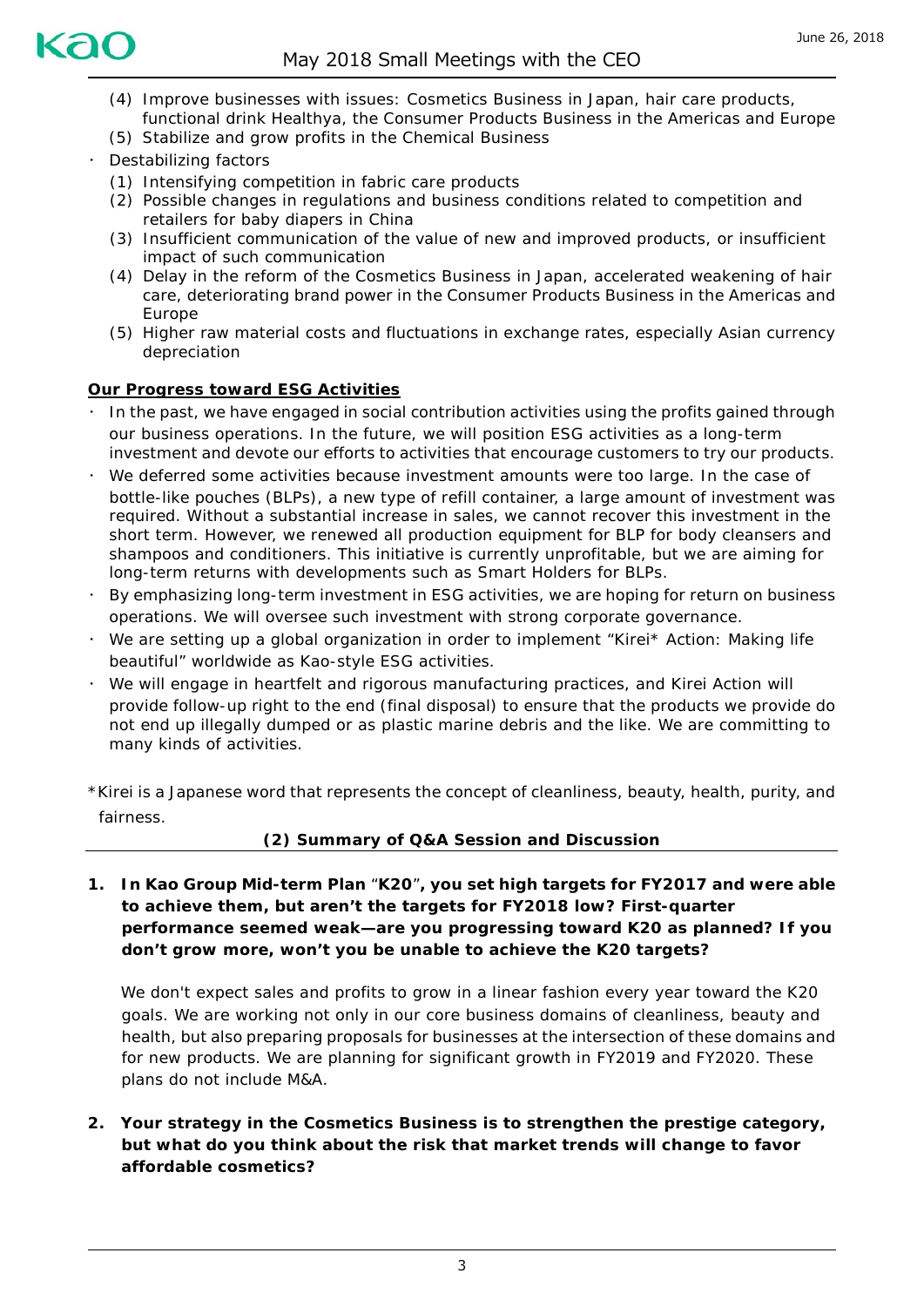(4) Improve businesses with issues: Cosmetics Business in Japan, hair care products, functional drink Healthya, the Consumer Products Business in the Americas and Europe
(5) Stabilize and grow profits in the Chemical Business

- Destabilizing factors
  (1) Intensifying competition in fabric care products
  (2) Possible changes in regulations and business conditions related to competition and retailers for baby diapers in China
  (3) Insufficient communication of the value of new and improved products, or insufficient impact of such communication
  (4) Delay in the reform of the Cosmetics Business in Japan, accelerated weakening of hair care, deteriorating brand power in the Consumer Products Business in the Americas and Europe
  (5) Higher raw material costs and fluctuations in exchange rates, especially Asian currency depreciation

**Our Progress toward ESG Activities**

- In the past, we have engaged in social contribution activities using the profits gained through our business operations. In the future, we will position ESG activities as a long-term investment and devote our efforts to activities that encourage customers to try our products.
- We deferred some activities because investment amounts were too large. In the case of bottle-like pouches (BLPs), a new type of refill container, a large amount of investment was required. Without a substantial increase in sales, we cannot recover this investment in the short term. However, we renewed all production equipment for BLP for body cleansers and shampoos and conditioners. This initiative is currently unprofitable, but we are aiming for long-term returns with developments such as Smart Holders for BLPs.
- By emphasizing long-term investment in ESG activities, we are hoping for return on business operations. We will oversee such investment with strong corporate governance.
- We are setting up a global organization in order to implement "Kirei* Action: Making life beautiful" worldwide as Kao-style ESG activities.
- We will engage in heartfelt and rigorous manufacturing practices, and Kirei Action will provide follow-up right to the end (final disposal) to ensure that the products we provide do not end up illegally dumped or as plastic marine debris and the like. We are committing to many kinds of activities.

*Kirei is a Japanese word that represents the concept of cleanliness, beauty, health, purity, and fairness.

### (2) Summary of Q&A Session and Discussion

**1. In Kao Group Mid-term Plan "K20", you set high targets for FY2017 and were able to achieve them, but aren't the targets for FY2018 low? First-quarter performance seemed weak—are you progressing toward K20 as planned? If you don't grow more, won't you be unable to achieve the K20 targets?**

We don't expect sales and profits to grow in a linear fashion every year toward the K20 goals. We are working not only in our core business domains of cleanliness, beauty and health, but also preparing proposals for businesses at the intersection of these domains and for new products. We are planning for significant growth in FY2019 and FY2020. These plans do not include M&A.

**2. Your strategy in the Cosmetics Business is to strengthen the prestige category, but what do you think about the risk that market trends will change to favor affordable cosmetics?**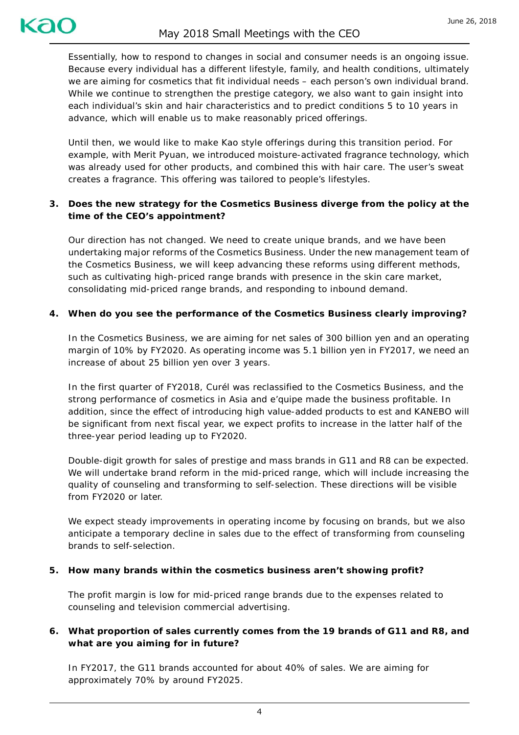Essentially, how to respond to changes in social and consumer needs is an ongoing issue. Because every individual has a different lifestyle, family, and health conditions, ultimately we are aiming for cosmetics that fit individual needs – each person's own individual brand. While we continue to strengthen the prestige category, we also want to gain insight into each individual's skin and hair characteristics and to predict conditions 5 to 10 years in advance, which will enable us to make reasonably priced offerings.

Until then, we would like to make Kao style offerings during this transition period. For example, with Merit Pyuan, we introduced moisture-activated fragrance technology, which was already used for other products, and combined this with hair care. The user's sweat creates a fragrance. This offering was tailored to people's lifestyles.

**3. Does the new strategy for the Cosmetics Business diverge from the policy at the time of the CEO's appointment?**

Our direction has not changed. We need to create unique brands, and we have been undertaking major reforms of the Cosmetics Business. Under the new management team of the Cosmetics Business, we will keep advancing these reforms using different methods, such as cultivating high-priced range brands with presence in the skin care market, consolidating mid-priced range brands, and responding to inbound demand.

**4. When do you see the performance of the Cosmetics Business clearly improving?**

In the Cosmetics Business, we are aiming for net sales of 300 billion yen and an operating margin of 10% by FY2020. As operating income was 5.1 billion yen in FY2017, we need an increase of about 25 billion yen over 3 years.

In the first quarter of FY2018, Curél was reclassified to the Cosmetics Business, and the strong performance of cosmetics in Asia and e'quipe made the business profitable. In addition, since the effect of introducing high value-added products to est and KANEBO will be significant from next fiscal year, we expect profits to increase in the latter half of the three-year period leading up to FY2020.

Double-digit growth for sales of prestige and mass brands in G11 and R8 can be expected. We will undertake brand reform in the mid-priced range, which will include increasing the quality of counseling and transforming to self-selection. These directions will be visible from FY2020 or later.

We expect steady improvements in operating income by focusing on brands, but we also anticipate a temporary decline in sales due to the effect of transforming from counseling brands to self-selection.

**5. How many brands within the cosmetics business aren't showing profit?**

The profit margin is low for mid-priced range brands due to the expenses related to counseling and television commercial advertising.

**6. What proportion of sales currently comes from the 19 brands of G11 and R8, and what are you aiming for in future?**

In FY2017, the G11 brands accounted for about 40% of sales. We are aiming for approximately 70% by around FY2025.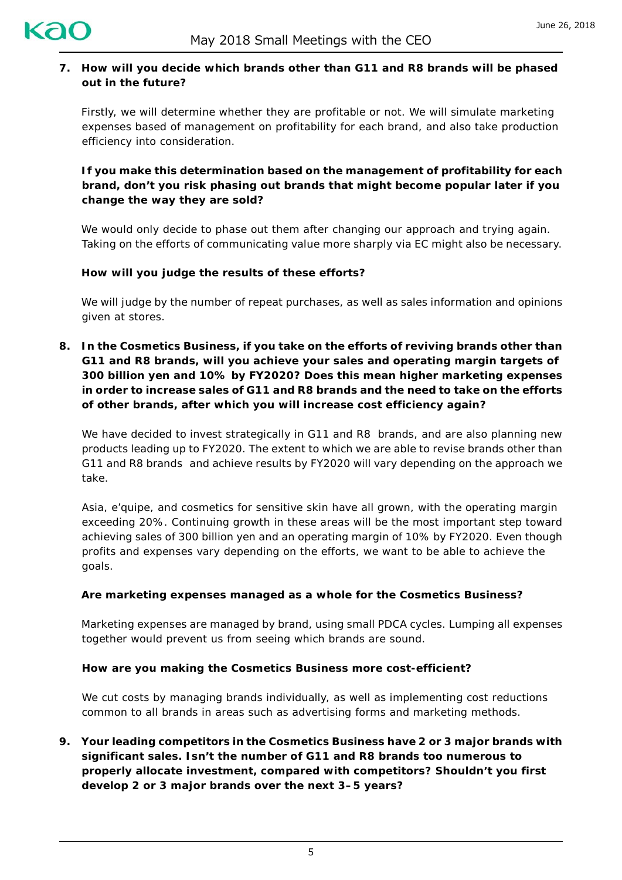7. **How will you decide which brands other than G11 and R8 brands will be phased out in the future?**

   Firstly, we will determine whether they are profitable or not. We will simulate marketing expenses based of management on profitability for each brand, and also take production efficiency into consideration.

   **If you make this determination based on the management of profitability for each brand, don't you risk phasing out brands that might become popular later if you change the way they are sold?**

   We would only decide to phase out them after changing our approach and trying again. Taking on the efforts of communicating value more sharply via EC might also be necessary.

   **How will you judge the results of these efforts?**

   We will judge by the number of repeat purchases, as well as sales information and opinions given at stores.

8. **In the Cosmetics Business, if you take on the efforts of reviving brands other than G11 and R8 brands, will you achieve your sales and operating margin targets of 300 billion yen and 10% by FY2020? Does this mean higher marketing expenses in order to increase sales of G11 and R8 brands and the need to take on the efforts of other brands, after which you will increase cost efficiency again?**

   We have decided to invest strategically in G11 and R8 brands, and are also planning new products leading up to FY2020. The extent to which we are able to revise brands other than G11 and R8 brands and achieve results by FY2020 will vary depending on the approach we take.

   Asia, e'quipe, and cosmetics for sensitive skin have all grown, with the operating margin exceeding 20%. Continuing growth in these areas will be the most important step toward achieving sales of 300 billion yen and an operating margin of 10% by FY2020. Even though profits and expenses vary depending on the efforts, we want to be able to achieve the goals.

   **Are marketing expenses managed as a whole for the Cosmetics Business?**

   Marketing expenses are managed by brand, using small PDCA cycles. Lumping all expenses together would prevent us from seeing which brands are sound.

   **How are you making the Cosmetics Business more cost-efficient?**

   We cut costs by managing brands individually, as well as implementing cost reductions common to all brands in areas such as advertising forms and marketing methods.

9. **Your leading competitors in the Cosmetics Business have 2 or 3 major brands with significant sales. Isn't the number of G11 and R8 brands too numerous to properly allocate investment, compared with competitors? Shouldn't you first develop 2 or 3 major brands over the next 3–5 years?**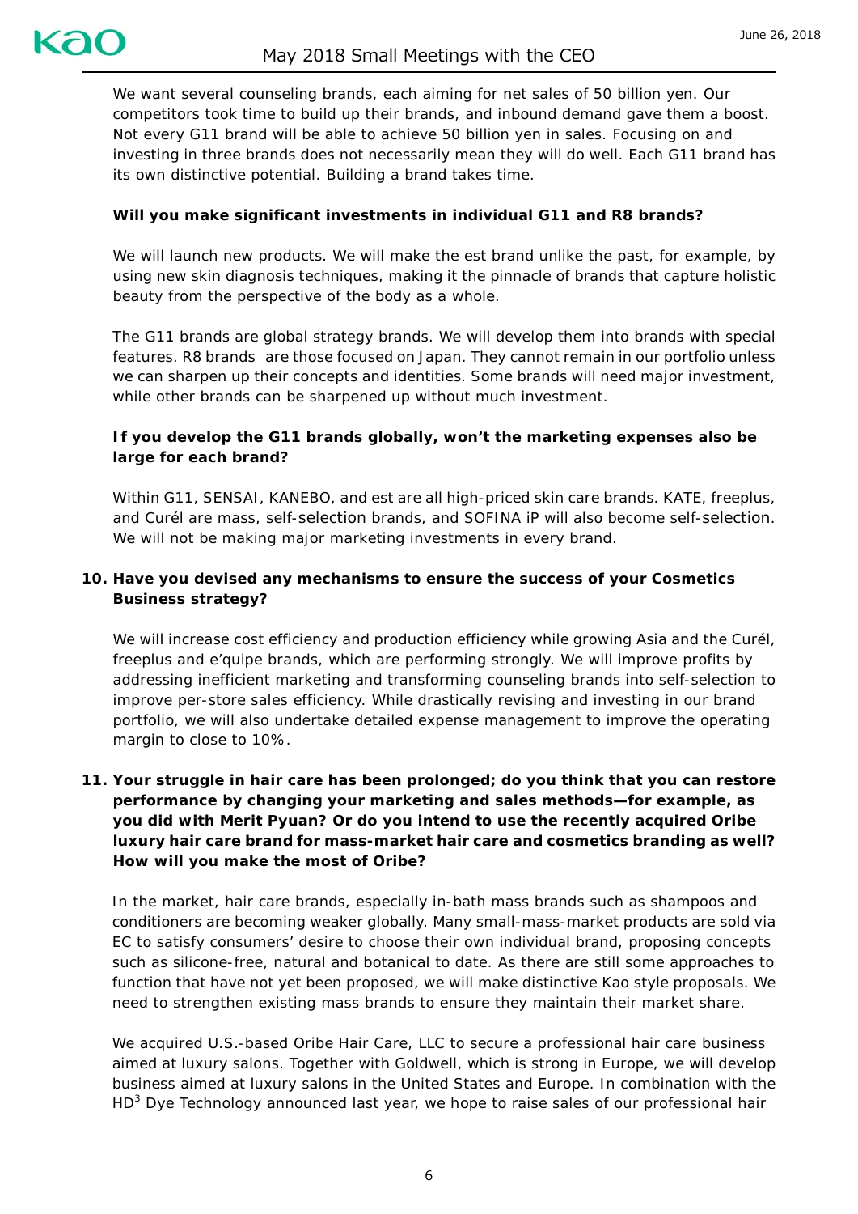We want several counseling brands, each aiming for net sales of 50 billion yen. Our competitors took time to build up their brands, and inbound demand gave them a boost. Not every G11 brand will be able to achieve 50 billion yen in sales. Focusing on and investing in three brands does not necessarily mean they will do well. Each G11 brand has its own distinctive potential. Building a brand takes time.

**Will you make significant investments in individual G11 and R8 brands?**

We will launch new products. We will make the est brand unlike the past, for example, by using new skin diagnosis techniques, making it the pinnacle of brands that capture holistic beauty from the perspective of the body as a whole.

The G11 brands are global strategy brands. We will develop them into brands with special features. R8 brands are those focused on Japan. They cannot remain in our portfolio unless we can sharpen up their concepts and identities. Some brands will need major investment, while other brands can be sharpened up without much investment.

**If you develop the G11 brands globally, won't the marketing expenses also be large for each brand?**

Within G11, SENSAI, KANEBO, and est are all high-priced skin care brands. KATE, freeplus, and Curél are mass, self-selection brands, and SOFINA iP will also become self-selection. We will not be making major marketing investments in every brand.

**10. Have you devised any mechanisms to ensure the success of your Cosmetics Business strategy?**

We will increase cost efficiency and production efficiency while growing Asia and the Curél, freeplus and e'quipe brands, which are performing strongly. We will improve profits by addressing inefficient marketing and transforming counseling brands into self-selection to improve per-store sales efficiency. While drastically revising and investing in our brand portfolio, we will also undertake detailed expense management to improve the operating margin to close to 10%.

**11. Your struggle in hair care has been prolonged; do you think that you can restore performance by changing your marketing and sales methods—for example, as you did with Merit Pyuan? Or do you intend to use the recently acquired Oribe luxury hair care brand for mass-market hair care and cosmetics branding as well? How will you make the most of Oribe?**

In the market, hair care brands, especially in-bath mass brands such as shampoos and conditioners are becoming weaker globally. Many small-mass-market products are sold via EC to satisfy consumers' desire to choose their own individual brand, proposing concepts such as silicone-free, natural and botanical to date. As there are still some approaches to function that have not yet been proposed, we will make distinctive Kao style proposals. We need to strengthen existing mass brands to ensure they maintain their market share.

We acquired U.S.-based Oribe Hair Care, LLC to secure a professional hair care business aimed at luxury salons. Together with Goldwell, which is strong in Europe, we will develop business aimed at luxury salons in the United States and Europe. In combination with the $HD^3$ Dye Technology announced last year, we hope to raise sales of our professional hair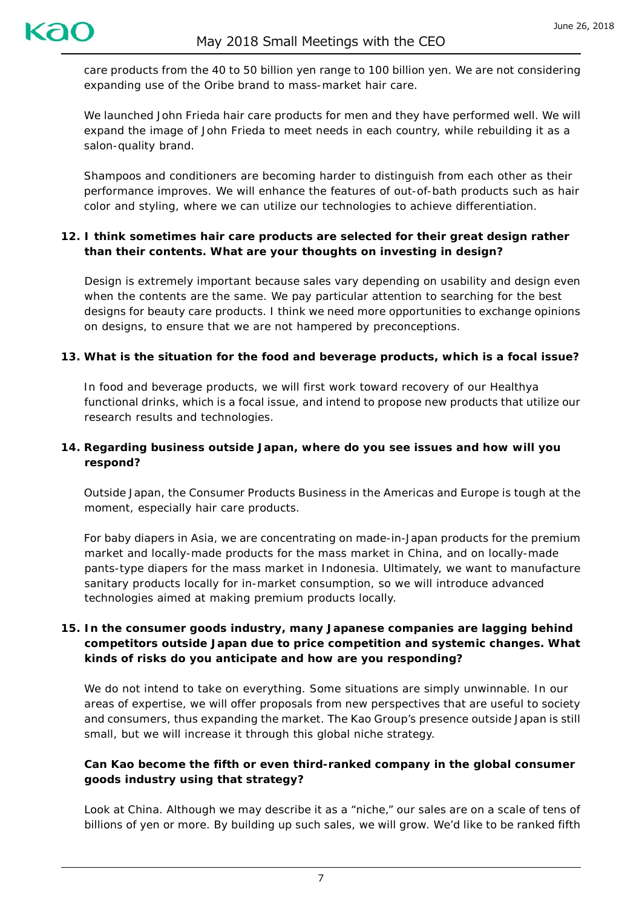care products from the 40 to 50 billion yen range to 100 billion yen. We are not considering expanding use of the Oribe brand to mass-market hair care.

We launched John Frieda hair care products for men and they have performed well. We will expand the image of John Frieda to meet needs in each country, while rebuilding it as a salon-quality brand.

Shampoos and conditioners are becoming harder to distinguish from each other as their performance improves. We will enhance the features of out-of-bath products such as hair color and styling, where we can utilize our technologies to achieve differentiation.

**12. I think sometimes hair care products are selected for their great design rather than their contents. What are your thoughts on investing in design?**

Design is extremely important because sales vary depending on usability and design even when the contents are the same. We pay particular attention to searching for the best designs for beauty care products. I think we need more opportunities to exchange opinions on designs, to ensure that we are not hampered by preconceptions.

**13. What is the situation for the food and beverage products, which is a focal issue?**

In food and beverage products, we will first work toward recovery of our Healthya functional drinks, which is a focal issue, and intend to propose new products that utilize our research results and technologies.

**14. Regarding business outside Japan, where do you see issues and how will you respond?**

Outside Japan, the Consumer Products Business in the Americas and Europe is tough at the moment, especially hair care products.

For baby diapers in Asia, we are concentrating on made-in-Japan products for the premium market and locally-made products for the mass market in China, and on locally-made pants-type diapers for the mass market in Indonesia. Ultimately, we want to manufacture sanitary products locally for in-market consumption, so we will introduce advanced technologies aimed at making premium products locally.

**15. In the consumer goods industry, many Japanese companies are lagging behind competitors outside Japan due to price competition and systemic changes. What kinds of risks do you anticipate and how are you responding?**

We do not intend to take on everything. Some situations are simply unwinnable. In our areas of expertise, we will offer proposals from new perspectives that are useful to society and consumers, thus expanding the market. The Kao Group's presence outside Japan is still small, but we will increase it through this global niche strategy.

**Can Kao become the fifth or even third-ranked company in the global consumer goods industry using that strategy?**

Look at China. Although we may describe it as a "niche," our sales are on a scale of tens of billions of yen or more. By building up such sales, we will grow. We'd like to be ranked fifth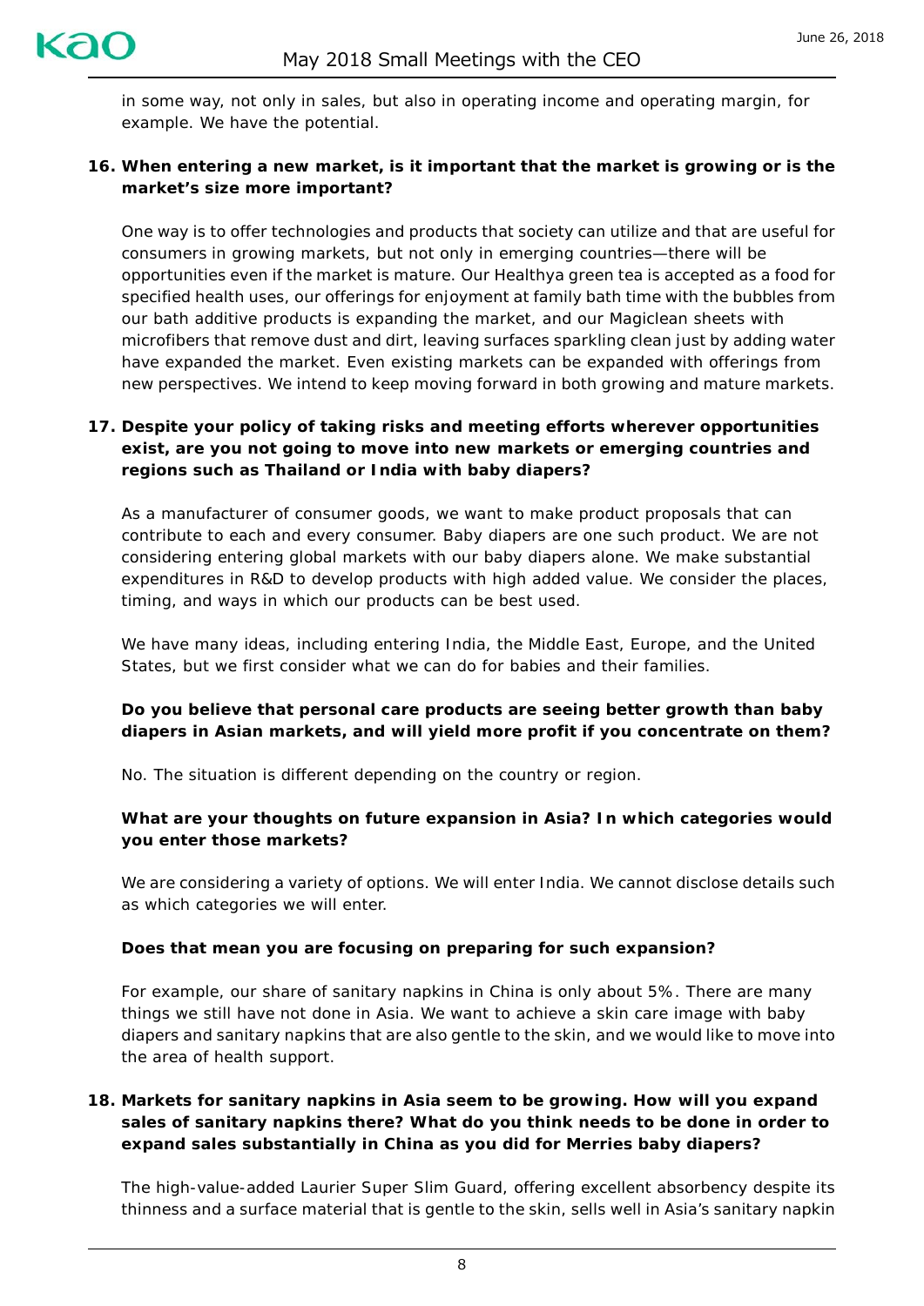in some way, not only in sales, but also in operating income and operating margin, for example. We have the potential.

**16. When entering a new market, is it important that the market is growing or is the market's size more important?**

One way is to offer technologies and products that society can utilize and that are useful for consumers in growing markets, but not only in emerging countries—there will be opportunities even if the market is mature. Our Healthya green tea is accepted as a food for specified health uses, our offerings for enjoyment at family bath time with the bubbles from our bath additive products is expanding the market, and our Magiclean sheets with microfibers that remove dust and dirt, leaving surfaces sparkling clean just by adding water have expanded the market. Even existing markets can be expanded with offerings from new perspectives. We intend to keep moving forward in both growing and mature markets.

**17. Despite your policy of taking risks and meeting efforts wherever opportunities exist, are you not going to move into new markets or emerging countries and regions such as Thailand or India with baby diapers?**

As a manufacturer of consumer goods, we want to make product proposals that can contribute to each and every consumer. Baby diapers are one such product. We are not considering entering global markets with our baby diapers alone. We make substantial expenditures in R&D to develop products with high added value. We consider the places, timing, and ways in which our products can be best used.

We have many ideas, including entering India, the Middle East, Europe, and the United States, but we first consider what we can do for babies and their families.

**Do you believe that personal care products are seeing better growth than baby diapers in Asian markets, and will yield more profit if you concentrate on them?**

No. The situation is different depending on the country or region.

**What are your thoughts on future expansion in Asia? In which categories would you enter those markets?**

We are considering a variety of options. We will enter India. We cannot disclose details such as which categories we will enter.

**Does that mean you are focusing on preparing for such expansion?**

For example, our share of sanitary napkins in China is only about 5%. There are many things we still have not done in Asia. We want to achieve a skin care image with baby diapers and sanitary napkins that are also gentle to the skin, and we would like to move into the area of health support.

**18. Markets for sanitary napkins in Asia seem to be growing. How will you expand sales of sanitary napkins there? What do you think needs to be done in order to expand sales substantially in China as you did for Merries baby diapers?**

The high-value-added Laurier Super Slim Guard, offering excellent absorbency despite its thinness and a surface material that is gentle to the skin, sells well in Asia's sanitary napkin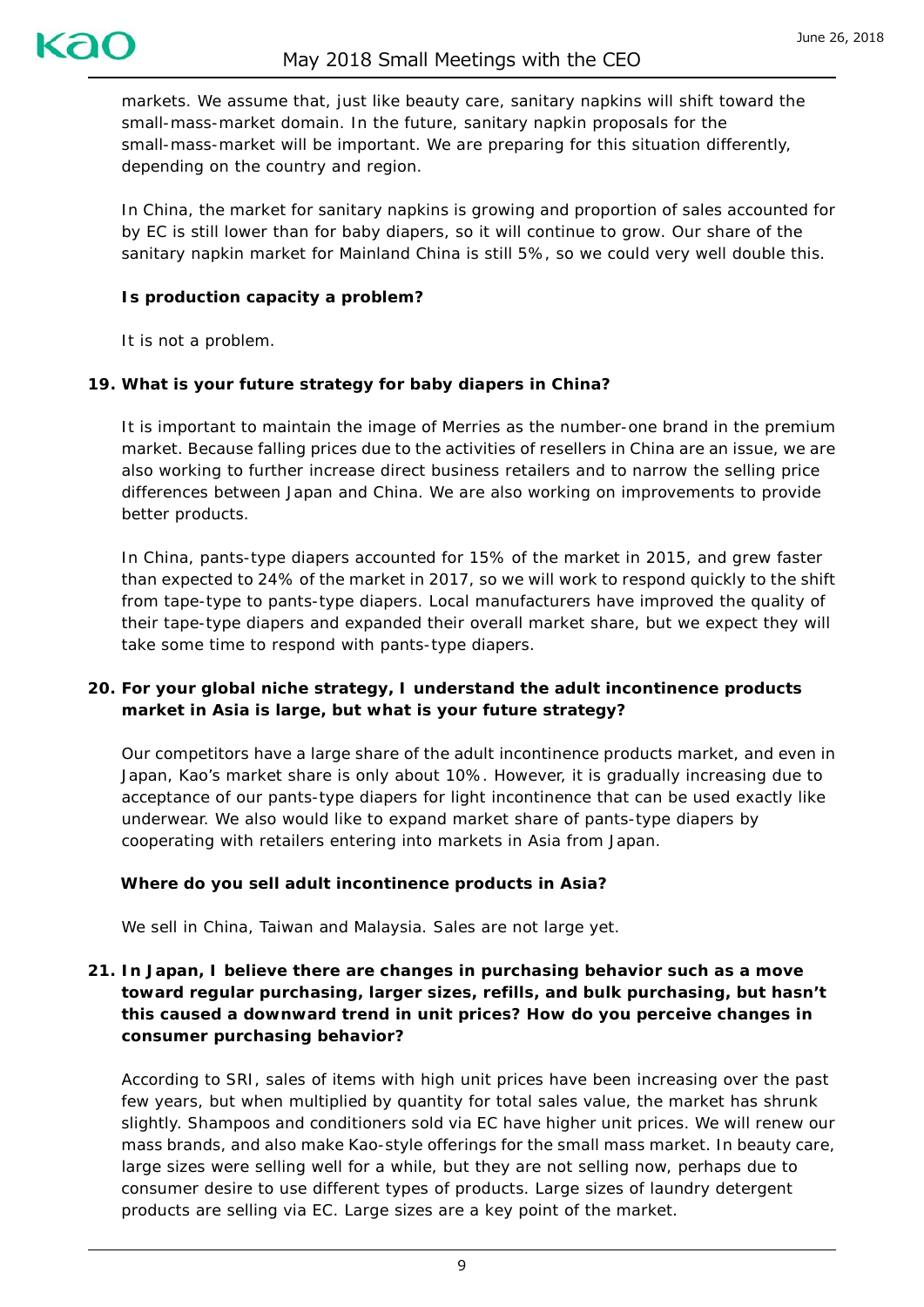markets. We assume that, just like beauty care, sanitary napkins will shift toward the small-mass-market domain. In the future, sanitary napkin proposals for the small-mass-market will be important. We are preparing for this situation differently, depending on the country and region.

In China, the market for sanitary napkins is growing and proportion of sales accounted for by EC is still lower than for baby diapers, so it will continue to grow. Our share of the sanitary napkin market for Mainland China is still 5%, so we could very well double this.

**Is production capacity a problem?**

It is not a problem.

**19. What is your future strategy for baby diapers in China?**

It is important to maintain the image of Merries as the number-one brand in the premium market. Because falling prices due to the activities of resellers in China are an issue, we are also working to further increase direct business retailers and to narrow the selling price differences between Japan and China. We are also working on improvements to provide better products.

In China, pants-type diapers accounted for 15% of the market in 2015, and grew faster than expected to 24% of the market in 2017, so we will work to respond quickly to the shift from tape-type to pants-type diapers. Local manufacturers have improved the quality of their tape-type diapers and expanded their overall market share, but we expect they will take some time to respond with pants-type diapers.

**20. For your global niche strategy, I understand the adult incontinence products market in Asia is large, but what is your future strategy?**

Our competitors have a large share of the adult incontinence products market, and even in Japan, Kao's market share is only about 10%. However, it is gradually increasing due to acceptance of our pants-type diapers for light incontinence that can be used exactly like underwear. We also would like to expand market share of pants-type diapers by cooperating with retailers entering into markets in Asia from Japan.

**Where do you sell adult incontinence products in Asia?**

We sell in China, Taiwan and Malaysia. Sales are not large yet.

**21. In Japan, I believe there are changes in purchasing behavior such as a move toward regular purchasing, larger sizes, refills, and bulk purchasing, but hasn't this caused a downward trend in unit prices? How do you perceive changes in consumer purchasing behavior?**

According to SRI, sales of items with high unit prices have been increasing over the past few years, but when multiplied by quantity for total sales value, the market has shrunk slightly. Shampoos and conditioners sold via EC have higher unit prices. We will renew our mass brands, and also make Kao-style offerings for the small mass market. In beauty care, large sizes were selling well for a while, but they are not selling now, perhaps due to consumer desire to use different types of products. Large sizes of laundry detergent products are selling via EC. Large sizes are a key point of the market.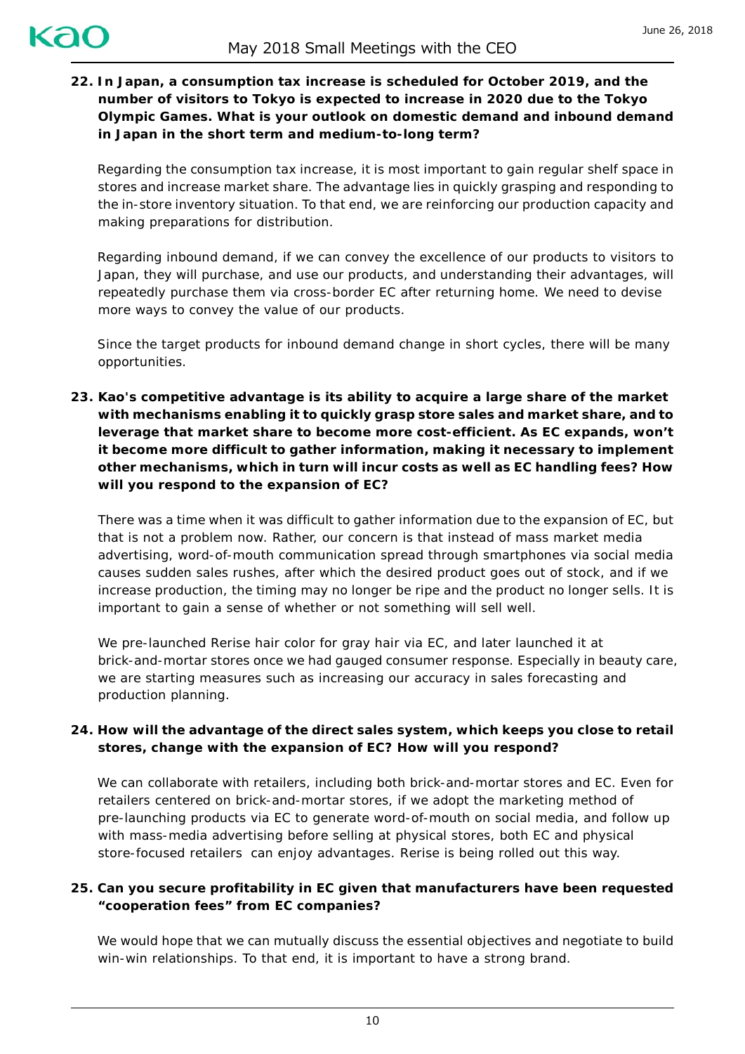**22. In Japan, a consumption tax increase is scheduled for October 2019, and the number of visitors to Tokyo is expected to increase in 2020 due to the Tokyo Olympic Games. What is your outlook on domestic demand and inbound demand in Japan in the short term and medium-to-long term?**

Regarding the consumption tax increase, it is most important to gain regular shelf space in stores and increase market share. The advantage lies in quickly grasping and responding to the in-store inventory situation. To that end, we are reinforcing our production capacity and making preparations for distribution.

Regarding inbound demand, if we can convey the excellence of our products to visitors to Japan, they will purchase, and use our products, and understanding their advantages, will repeatedly purchase them via cross-border EC after returning home. We need to devise more ways to convey the value of our products.

Since the target products for inbound demand change in short cycles, there will be many opportunities.

**23. Kao's competitive advantage is its ability to acquire a large share of the market with mechanisms enabling it to quickly grasp store sales and market share, and to leverage that market share to become more cost-efficient. As EC expands, won't it become more difficult to gather information, making it necessary to implement other mechanisms, which in turn will incur costs as well as EC handling fees? How will you respond to the expansion of EC?**

There was a time when it was difficult to gather information due to the expansion of EC, but that is not a problem now. Rather, our concern is that instead of mass market media advertising, word-of-mouth communication spread through smartphones via social media causes sudden sales rushes, after which the desired product goes out of stock, and if we increase production, the timing may no longer be ripe and the product no longer sells. It is important to gain a sense of whether or not something will sell well.

We pre-launched Rerise hair color for gray hair via EC, and later launched it at brick-and-mortar stores once we had gauged consumer response. Especially in beauty care, we are starting measures such as increasing our accuracy in sales forecasting and production planning.

**24. How will the advantage of the direct sales system, which keeps you close to retail stores, change with the expansion of EC? How will you respond?**

We can collaborate with retailers, including both brick-and-mortar stores and EC. Even for retailers centered on brick-and-mortar stores, if we adopt the marketing method of pre-launching products via EC to generate word-of-mouth on social media, and follow up with mass-media advertising before selling at physical stores, both EC and physical store-focused retailers can enjoy advantages. Rerise is being rolled out this way.

**25. Can you secure profitability in EC given that manufacturers have been requested "cooperation fees" from EC companies?**

We would hope that we can mutually discuss the essential objectives and negotiate to build win-win relationships. To that end, it is important to have a strong brand.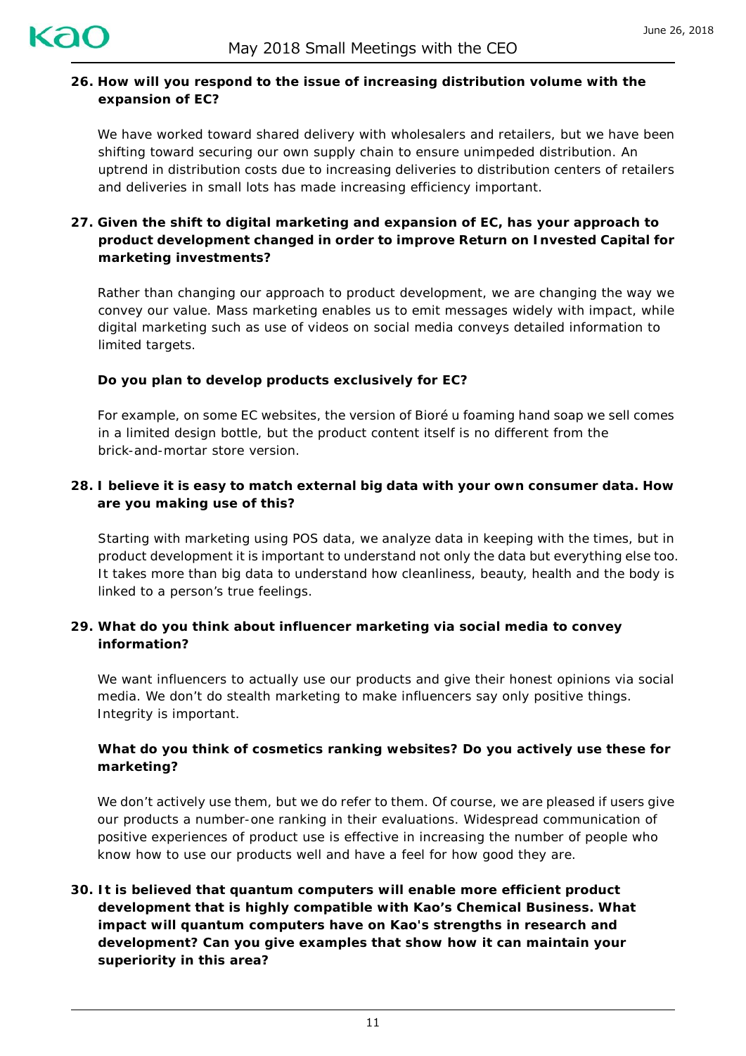**26. How will you respond to the issue of increasing distribution volume with the expansion of EC?**

We have worked toward shared delivery with wholesalers and retailers, but we have been shifting toward securing our own supply chain to ensure unimpeded distribution. An uptrend in distribution costs due to increasing deliveries to distribution centers of retailers and deliveries in small lots has made increasing efficiency important.

**27. Given the shift to digital marketing and expansion of EC, has your approach to product development changed in order to improve Return on Invested Capital for marketing investments?**

Rather than changing our approach to product development, we are changing the way we convey our value. Mass marketing enables us to emit messages widely with impact, while digital marketing such as use of videos on social media conveys detailed information to limited targets.

**Do you plan to develop products exclusively for EC?**

For example, on some EC websites, the version of Bioré u foaming hand soap we sell comes in a limited design bottle, but the product content itself is no different from the brick-and-mortar store version.

**28. I believe it is easy to match external big data with your own consumer data. How are you making use of this?**

Starting with marketing using POS data, we analyze data in keeping with the times, but in product development it is important to understand not only the data but everything else too. It takes more than big data to understand how cleanliness, beauty, health and the body is linked to a person's true feelings.

**29. What do you think about influencer marketing via social media to convey information?**

We want influencers to actually use our products and give their honest opinions via social media. We don't do stealth marketing to make influencers say only positive things. Integrity is important.

**What do you think of cosmetics ranking websites? Do you actively use these for marketing?**

We don't actively use them, but we do refer to them. Of course, we are pleased if users give our products a number-one ranking in their evaluations. Widespread communication of positive experiences of product use is effective in increasing the number of people who know how to use our products well and have a feel for how good they are.

**30. It is believed that quantum computers will enable more efficient product development that is highly compatible with Kao's Chemical Business. What impact will quantum computers have on Kao's strengths in research and development? Can you give examples that show how it can maintain your superiority in this area?**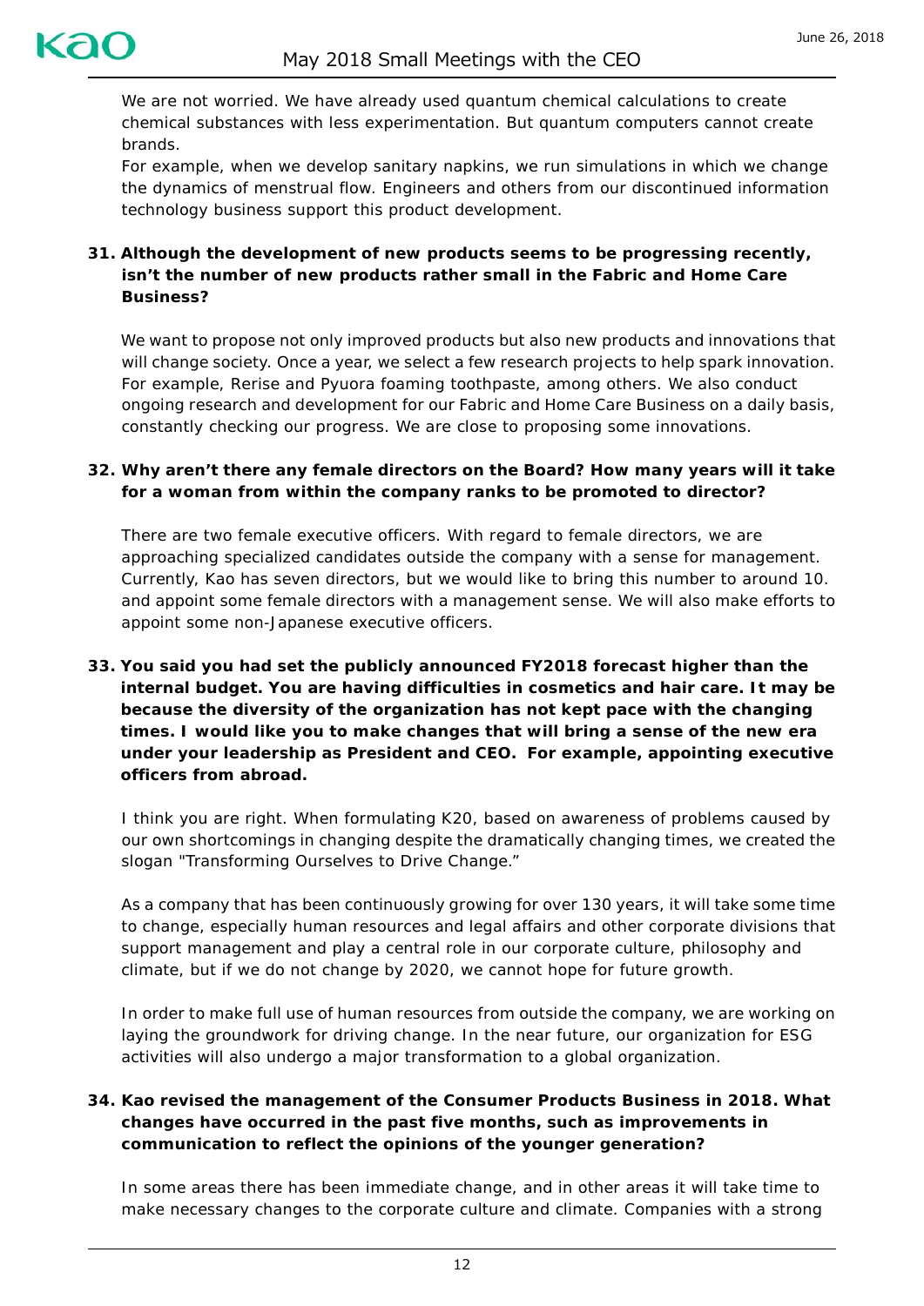We are not worried. We have already used quantum chemical calculations to create chemical substances with less experimentation. But quantum computers cannot create brands.

For example, when we develop sanitary napkins, we run simulations in which we change the dynamics of menstrual flow. Engineers and others from our discontinued information technology business support this product development.

**31. Although the development of new products seems to be progressing recently, isn't the number of new products rather small in the Fabric and Home Care Business?**

We want to propose not only improved products but also new products and innovations that will change society. Once a year, we select a few research projects to help spark innovation. For example, Rerise and Pyuora foaming toothpaste, among others. We also conduct ongoing research and development for our Fabric and Home Care Business on a daily basis, constantly checking our progress. We are close to proposing some innovations.

**32. Why aren't there any female directors on the Board? How many years will it take for a woman from within the company ranks to be promoted to director?**

There are two female executive officers. With regard to female directors, we are approaching specialized candidates outside the company with a sense for management. Currently, Kao has seven directors, but we would like to bring this number to around 10. and appoint some female directors with a management sense. We will also make efforts to appoint some non-Japanese executive officers.

**33. You said you had set the publicly announced FY2018 forecast higher than the internal budget. You are having difficulties in cosmetics and hair care. It may be because the diversity of the organization has not kept pace with the changing times. I would like you to make changes that will bring a sense of the new era under your leadership as President and CEO. For example, appointing executive officers from abroad.**

I think you are right. When formulating K20, based on awareness of problems caused by our own shortcomings in changing despite the dramatically changing times, we created the slogan "Transforming Ourselves to Drive Change."

As a company that has been continuously growing for over 130 years, it will take some time to change, especially human resources and legal affairs and other corporate divisions that support management and play a central role in our corporate culture, philosophy and climate, but if we do not change by 2020, we cannot hope for future growth.

In order to make full use of human resources from outside the company, we are working on laying the groundwork for driving change. In the near future, our organization for ESG activities will also undergo a major transformation to a global organization.

**34. Kao revised the management of the Consumer Products Business in 2018. What changes have occurred in the past five months, such as improvements in communication to reflect the opinions of the younger generation?**

In some areas there has been immediate change, and in other areas it will take time to make necessary changes to the corporate culture and climate. Companies with a strong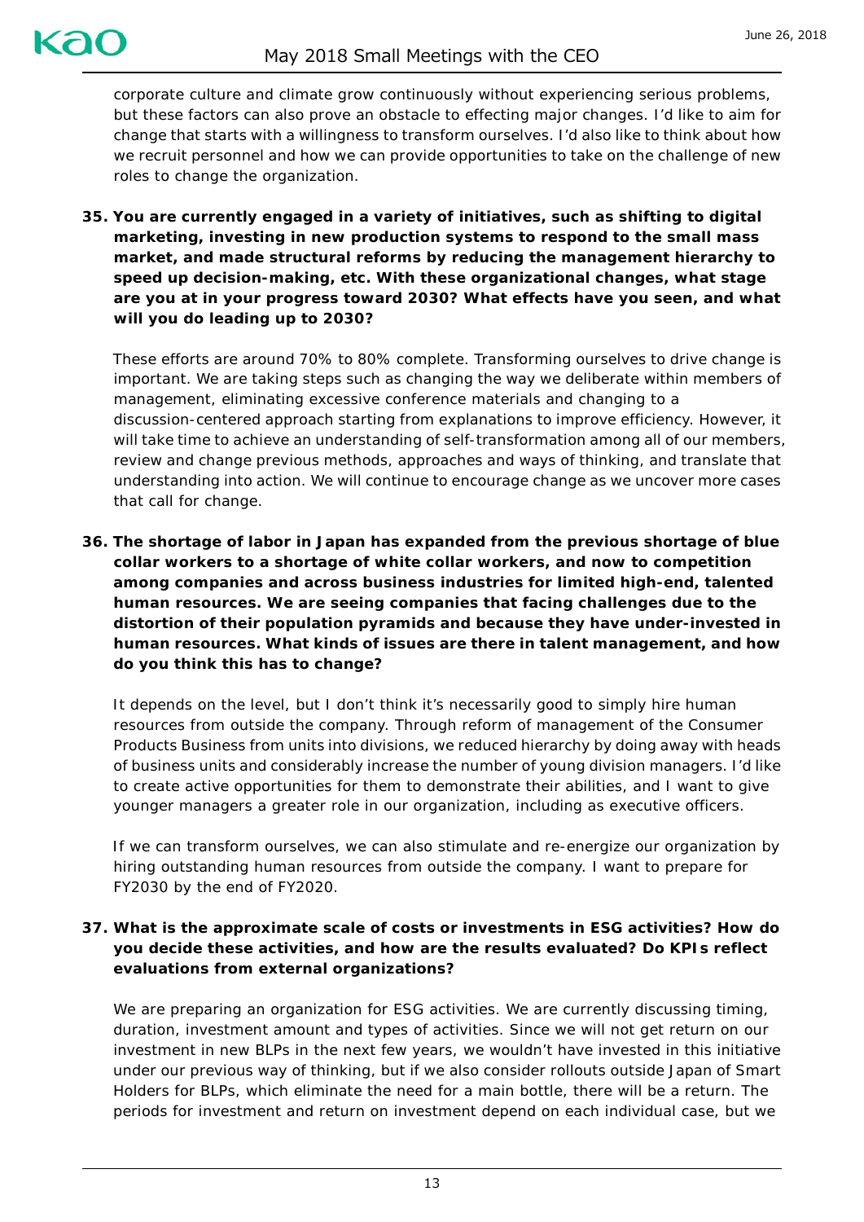corporate culture and climate grow continuously without experiencing serious problems, but these factors can also prove an obstacle to effecting major changes. I'd like to aim for change that starts with a willingness to transform ourselves. I'd also like to think about how we recruit personnel and how we can provide opportunities to take on the challenge of new roles to change the organization.

**35. You are currently engaged in a variety of initiatives, such as shifting to digital marketing, investing in new production systems to respond to the small mass market, and made structural reforms by reducing the management hierarchy to speed up decision-making, etc. With these organizational changes, what stage are you at in your progress toward 2030? What effects have you seen, and what will you do leading up to 2030?**

These efforts are around 70% to 80% complete. Transforming ourselves to drive change is important. We are taking steps such as changing the way we deliberate within members of management, eliminating excessive conference materials and changing to a discussion-centered approach starting from explanations to improve efficiency. However, it will take time to achieve an understanding of self-transformation among all of our members, review and change previous methods, approaches and ways of thinking, and translate that understanding into action. We will continue to encourage change as we uncover more cases that call for change.

**36. The shortage of labor in Japan has expanded from the previous shortage of blue collar workers to a shortage of white collar workers, and now to competition among companies and across business industries for limited high-end, talented human resources. We are seeing companies that facing challenges due to the distortion of their population pyramids and because they have under-invested in human resources. What kinds of issues are there in talent management, and how do you think this has to change?**

It depends on the level, but I don't think it's necessarily good to simply hire human resources from outside the company. Through reform of management of the Consumer Products Business from units into divisions, we reduced hierarchy by doing away with heads of business units and considerably increase the number of young division managers. I'd like to create active opportunities for them to demonstrate their abilities, and I want to give younger managers a greater role in our organization, including as executive officers.

If we can transform ourselves, we can also stimulate and re-energize our organization by hiring outstanding human resources from outside the company. I want to prepare for FY2030 by the end of FY2020.

**37. What is the approximate scale of costs or investments in ESG activities? How do you decide these activities, and how are the results evaluated? Do KPIs reflect evaluations from external organizations?**

We are preparing an organization for ESG activities. We are currently discussing timing, duration, investment amount and types of activities. Since we will not get return on our investment in new BLPs in the next few years, we wouldn't have invested in this initiative under our previous way of thinking, but if we also consider rollouts outside Japan of Smart Holders for BLPs, which eliminate the need for a main bottle, there will be a return. The periods for investment and return on investment depend on each individual case, but we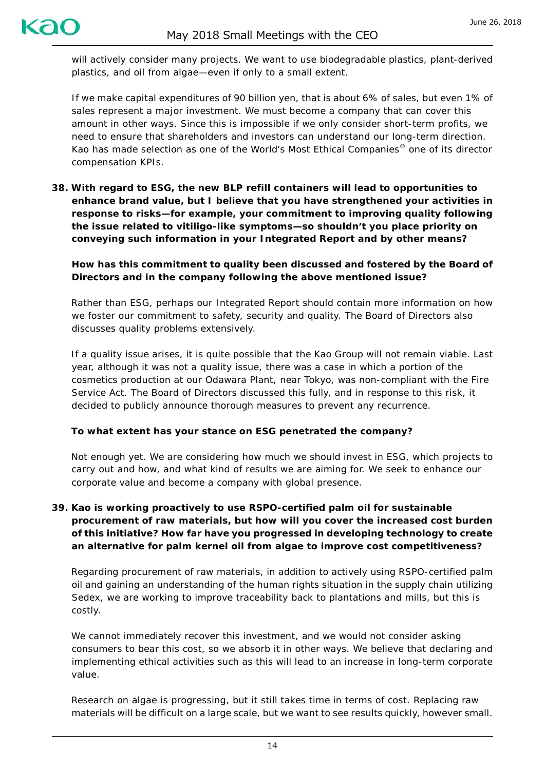will actively consider many projects. We want to use biodegradable plastics, plant-derived plastics, and oil from algae—even if only to a small extent.

If we make capital expenditures of 90 billion yen, that is about 6% of sales, but even 1% of sales represent a major investment. We must become a company that can cover this amount in other ways. Since this is impossible if we only consider short-term profits, we need to ensure that shareholders and investors can understand our long-term direction. Kao has made selection as one of the World's Most Ethical Companies® one of its director compensation KPIs.

**38. With regard to ESG, the new BLP refill containers will lead to opportunities to enhance brand value, but I believe that you have strengthened your activities in response to risks—for example, your commitment to improving quality following the issue related to vitiligo-like symptoms—so shouldn't you place priority on conveying such information in your Integrated Report and by other means?**

**How has this commitment to quality been discussed and fostered by the Board of Directors and in the company following the above mentioned issue?**

Rather than ESG, perhaps our Integrated Report should contain more information on how we foster our commitment to safety, security and quality. The Board of Directors also discusses quality problems extensively.

If a quality issue arises, it is quite possible that the Kao Group will not remain viable. Last year, although it was not a quality issue, there was a case in which a portion of the cosmetics production at our Odawara Plant, near Tokyo, was non-compliant with the Fire Service Act. The Board of Directors discussed this fully, and in response to this risk, it decided to publicly announce thorough measures to prevent any recurrence.

**To what extent has your stance on ESG penetrated the company?**

Not enough yet. We are considering how much we should invest in ESG, which projects to carry out and how, and what kind of results we are aiming for. We seek to enhance our corporate value and become a company with global presence.

**39. Kao is working proactively to use RSPO-certified palm oil for sustainable procurement of raw materials, but how will you cover the increased cost burden of this initiative? How far have you progressed in developing technology to create an alternative for palm kernel oil from algae to improve cost competitiveness?**

Regarding procurement of raw materials, in addition to actively using RSPO-certified palm oil and gaining an understanding of the human rights situation in the supply chain utilizing Sedex, we are working to improve traceability back to plantations and mills, but this is costly.

We cannot immediately recover this investment, and we would not consider asking consumers to bear this cost, so we absorb it in other ways. We believe that declaring and implementing ethical activities such as this will lead to an increase in long-term corporate value.

Research on algae is progressing, but it still takes time in terms of cost. Replacing raw materials will be difficult on a large scale, but we want to see results quickly, however small.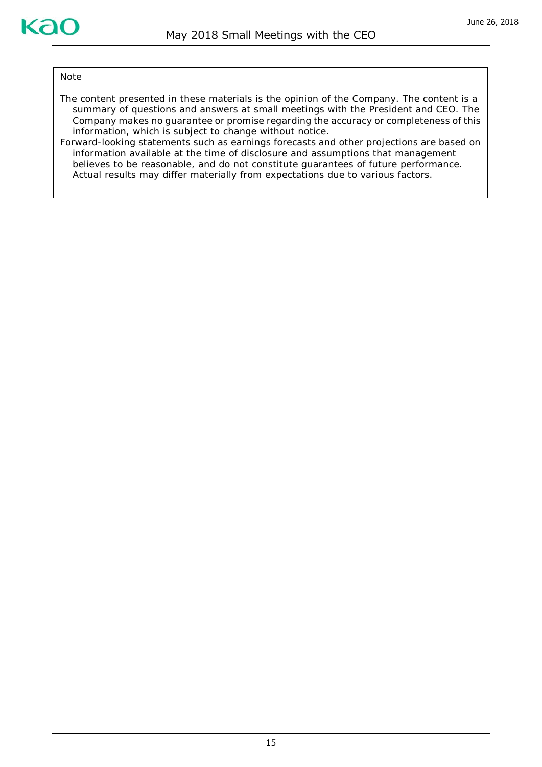Note

The content presented in these materials is the opinion of the Company. The content is a summary of questions and answers at small meetings with the President and CEO. The Company makes no guarantee or promise regarding the accuracy or completeness of this information, which is subject to change without notice.

Forward-looking statements such as earnings forecasts and other projections are based on information available at the time of disclosure and assumptions that management believes to be reasonable, and do not constitute guarantees of future performance. Actual results may differ materially from expectations due to various factors.